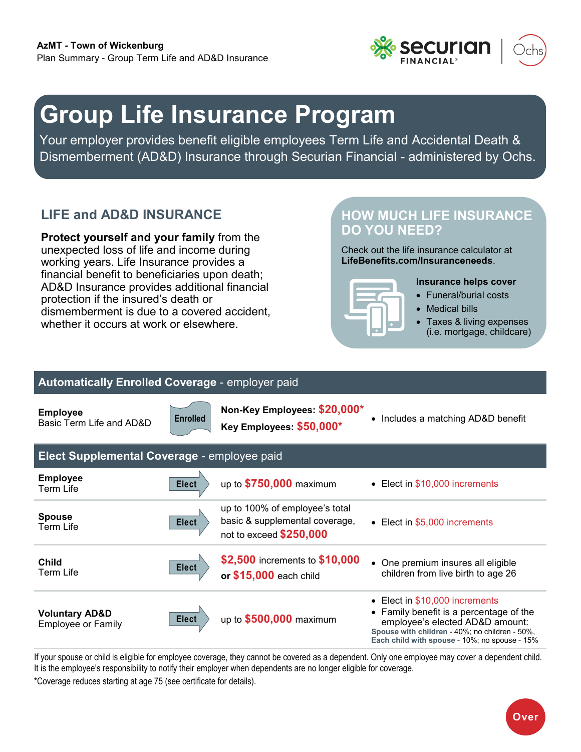**AzMT - Town of Wickenburg**
Plan Summary - Group Term Life and AD&D Insurance

# Group Life Insurance Program

Your employer provides benefit eligible employees Term Life and Accidental Death & Dismemberment (AD&D) Insurance through Securian Financial - administered by Ochs.

## LIFE and AD&D INSURANCE

**Protect yourself and your family** from the unexpected loss of life and income during working years. Life Insurance provides a financial benefit to beneficiaries upon death; AD&D Insurance provides additional financial protection if the insured's death or dismemberment is due to a covered accident, whether it occurs at work or elsewhere.

## HOW MUCH LIFE INSURANCE DO YOU NEED?

Check out the life insurance calculator at **LifeBenefits.com/Insuranceneeds**.

**Insurance helps cover**

- Funeral/burial costs
- Medical bills
- Taxes & living expenses (i.e. mortgage, childcare)

| **Automatically Enrolled Coverage** - employer paid | | | |
|---|---|---|---|
| **Employee** Basic Term Life and AD&D | Enrolled | **Non-Key Employees: $20,000\*** **Key Employees: $50,000\*** | • Includes a matching AD&D benefit |
| **Elect Supplemental Coverage** - employee paid | | | |
| **Employee** Term Life | Elect | up to **$750,000** maximum | • Elect in $10,000 increments |
| **Spouse** Term Life | Elect | up to 100% of employee's total basic & supplemental coverage, not to exceed **$250,000** | • Elect in $5,000 increments |
| **Child** Term Life | Elect | **$2,500** increments to **$10,000** or **$15,000** each child | • One premium insures all eligible children from live birth to age 26 |
| **Voluntary AD&D** Employee or Family | Elect | up to **$500,000** maximum | • Elect in $10,000 increments • Family benefit is a percentage of the employee's elected AD&D amount: **Spouse with children** - 40%; no children - 50%, **Each child with spouse** - 10%; no spouse - 15% |

If your spouse or child is eligible for employee coverage, they cannot be covered as a dependent. Only one employee may cover a dependent child. It is the employee's responsibility to notify their employer when dependents are no longer eligible for coverage.

*Coverage reduces starting at age 75 (see certificate for details).

Over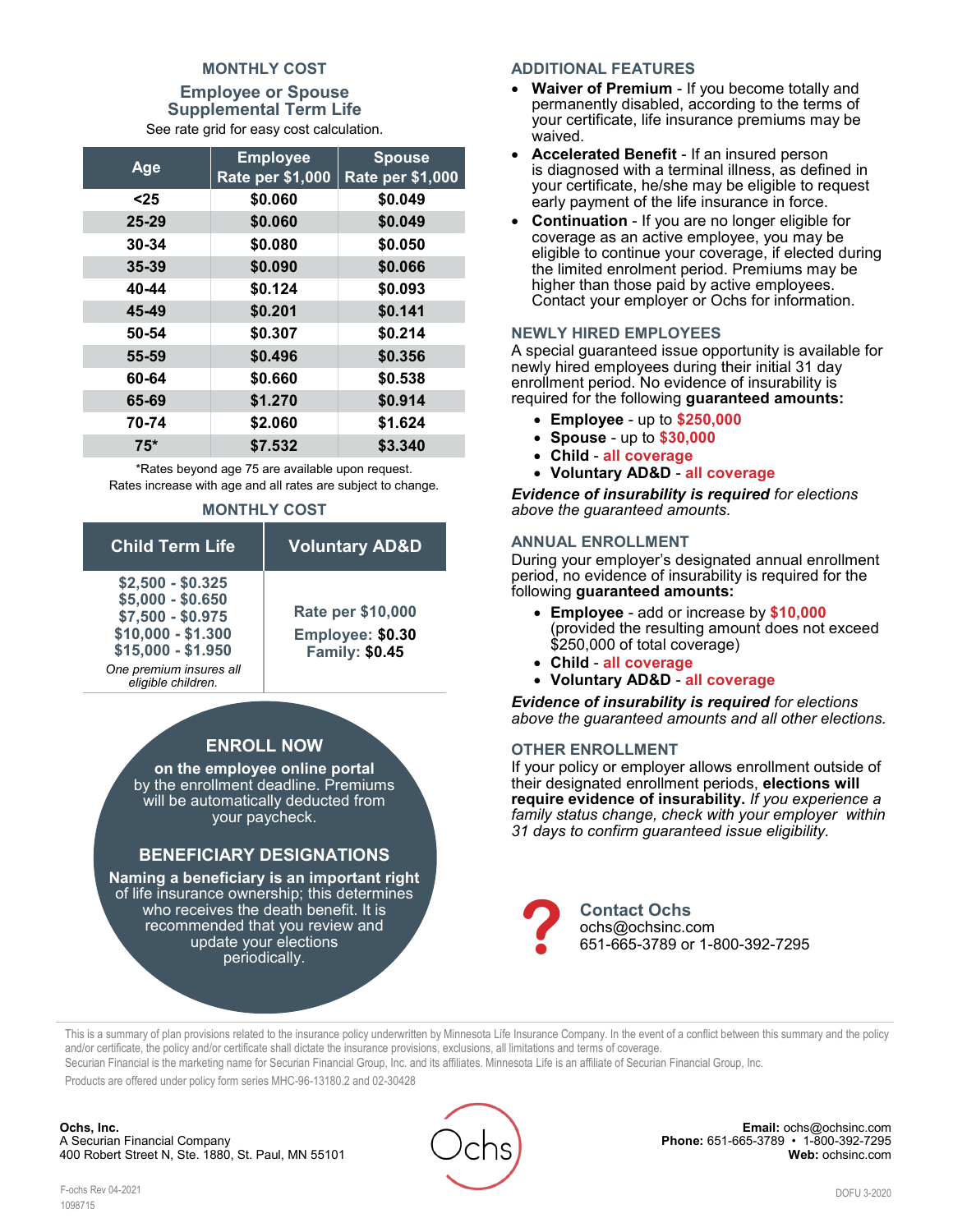## MONTHLY COST

### Employee or Spouse Supplemental Term Life

See rate grid for easy cost calculation.

| Age | Employee Rate per $1,000 | Spouse Rate per $1,000 |
|---|---|---|
| <25 | $0.060 | $0.049 |
| 25-29 | $0.060 | $0.049 |
| 30-34 | $0.080 | $0.050 |
| 35-39 | $0.090 | $0.066 |
| 40-44 | $0.124 | $0.093 |
| 45-49 | $0.201 | $0.141 |
| 50-54 | $0.307 | $0.214 |
| 55-59 | $0.496 | $0.356 |
| 60-64 | $0.660 | $0.538 |
| 65-69 | $1.270 | $0.914 |
| 70-74 | $2.060 | $1.624 |
| 75* | $7.532 | $3.340 |

*Rates beyond age 75 are available upon request.
Rates increase with age and all rates are subject to change.

## MONTHLY COST

| Child Term Life | Voluntary AD&D |
|---|---|
| $2,500 - $0.325<br>$5,000 - $0.650<br>$7,500 - $0.975<br>$10,000 - $1.300<br>$15,000 - $1.950<br>*One premium insures all eligible children.* | Rate per $10,000<br>Employee: **$0.30**<br>Family: **$0.45** |

### ENROLL NOW

**on the employee online portal** by the enrollment deadline. Premiums will be automatically deducted from your paycheck.

### BENEFICIARY DESIGNATIONS

**Naming a beneficiary is an important right** of life insurance ownership; this determines who receives the death benefit. It is recommended that you review and update your elections periodically.

## ADDITIONAL FEATURES

- **Waiver of Premium** - If you become totally and permanently disabled, according to the terms of your certificate, life insurance premiums may be waived.
- **Accelerated Benefit** - If an insured person is diagnosed with a terminal illness, as defined in your certificate, he/she may be eligible to request early payment of the life insurance in force.
- **Continuation** - If you are no longer eligible for coverage as an active employee, you may be eligible to continue your coverage, if elected during the limited enrolment period. Premiums may be higher than those paid by active employees. Contact your employer or Ochs for information.

## NEWLY HIRED EMPLOYEES

A special guaranteed issue opportunity is available for newly hired employees during their initial 31 day enrollment period. No evidence of insurability is required for the following **guaranteed amounts:**

- **Employee** - up to **$250,000**
- **Spouse** - up to **$30,000**
- **Child** - **all coverage**
- **Voluntary AD&D** - **all coverage**

***Evidence of insurability is required*** *for elections above the guaranteed amounts.*

## ANNUAL ENROLLMENT

During your employer's designated annual enrollment period, no evidence of insurability is required for the following **guaranteed amounts:**

- **Employee** - add or increase by **$10,000** (provided the resulting amount does not exceed $250,000 of total coverage)
- **Child** - **all coverage**
- **Voluntary AD&D** - **all coverage**

***Evidence of insurability is required*** *for elections above the guaranteed amounts and all other elections.*

## OTHER ENROLLMENT

If your policy or employer allows enrollment outside of their designated enrollment periods, **elections will require evidence of insurability.** *If you experience a family status change, check with your employer within 31 days to confirm guaranteed issue eligibility.*

**Contact Ochs**
ochs@ochsinc.com
651-665-3789 or 1-800-392-7295

This is a summary of plan provisions related to the insurance policy underwritten by Minnesota Life Insurance Company. In the event of a conflict between this summary and the policy and/or certificate, the policy and/or certificate shall dictate the insurance provisions, exclusions, all limitations and terms of coverage.
Securian Financial is the marketing name for Securian Financial Group, Inc. and its affiliates. Minnesota Life is an affiliate of Securian Financial Group, Inc.
Products are offered under policy form series MHC-96-13180.2 and 02-30428

**Ochs, Inc.**
A Securian Financial Company
400 Robert Street N, Ste. 1880, St. Paul, MN 55101

Ochs

**Email:** ochs@ochsinc.com
**Phone:** 651-665-3789 • 1-800-392-7295
**Web:** ochsinc.com

F-ochs Rev 04-2021
1098715

DOFU 3-2020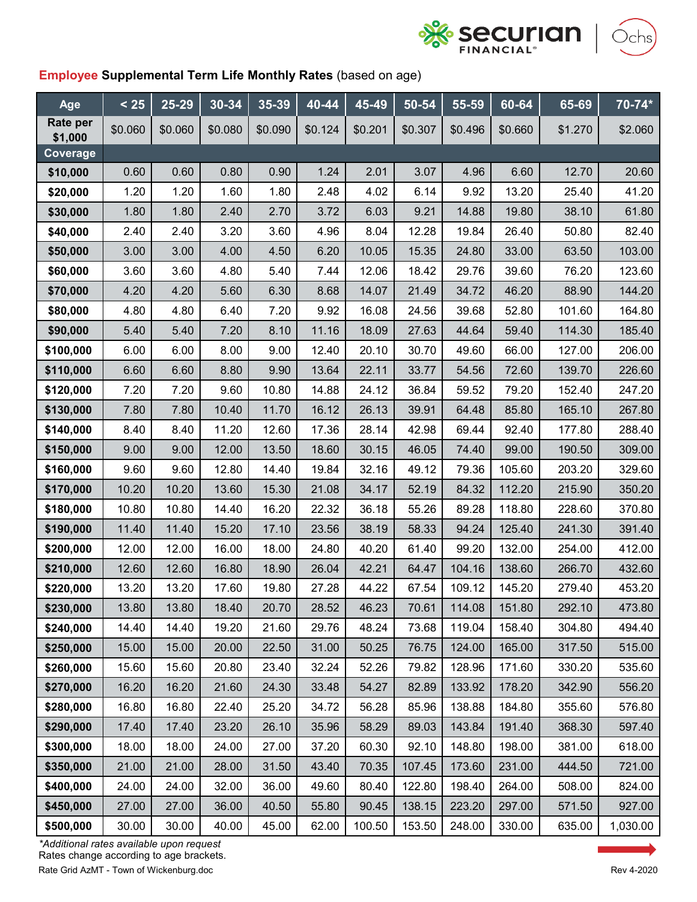## **Employee** Supplemental Term Life Monthly Rates (based on age)

| Age | < 25 | 25-29 | 30-34 | 35-39 | 40-44 | 45-49 | 50-54 | 55-59 | 60-64 | 65-69 | 70-74* |
|---|---|---|---|---|---|---|---|---|---|---|---|
| Rate per $1,000 | $0.060 | $0.060 | $0.080 | $0.090 | $0.124 | $0.201 | $0.307 | $0.496 | $0.660 | $1.270 | $2.060 |
| **Coverage** | | | | | | | | | | | |
| **$10,000** | 0.60 | 0.60 | 0.80 | 0.90 | 1.24 | 2.01 | 3.07 | 4.96 | 6.60 | 12.70 | 20.60 |
| **$20,000** | 1.20 | 1.20 | 1.60 | 1.80 | 2.48 | 4.02 | 6.14 | 9.92 | 13.20 | 25.40 | 41.20 |
| **$30,000** | 1.80 | 1.80 | 2.40 | 2.70 | 3.72 | 6.03 | 9.21 | 14.88 | 19.80 | 38.10 | 61.80 |
| **$40,000** | 2.40 | 2.40 | 3.20 | 3.60 | 4.96 | 8.04 | 12.28 | 19.84 | 26.40 | 50.80 | 82.40 |
| **$50,000** | 3.00 | 3.00 | 4.00 | 4.50 | 6.20 | 10.05 | 15.35 | 24.80 | 33.00 | 63.50 | 103.00 |
| **$60,000** | 3.60 | 3.60 | 4.80 | 5.40 | 7.44 | 12.06 | 18.42 | 29.76 | 39.60 | 76.20 | 123.60 |
| **$70,000** | 4.20 | 4.20 | 5.60 | 6.30 | 8.68 | 14.07 | 21.49 | 34.72 | 46.20 | 88.90 | 144.20 |
| **$80,000** | 4.80 | 4.80 | 6.40 | 7.20 | 9.92 | 16.08 | 24.56 | 39.68 | 52.80 | 101.60 | 164.80 |
| **$90,000** | 5.40 | 5.40 | 7.20 | 8.10 | 11.16 | 18.09 | 27.63 | 44.64 | 59.40 | 114.30 | 185.40 |
| **$100,000** | 6.00 | 6.00 | 8.00 | 9.00 | 12.40 | 20.10 | 30.70 | 49.60 | 66.00 | 127.00 | 206.00 |
| **$110,000** | 6.60 | 6.60 | 8.80 | 9.90 | 13.64 | 22.11 | 33.77 | 54.56 | 72.60 | 139.70 | 226.60 |
| **$120,000** | 7.20 | 7.20 | 9.60 | 10.80 | 14.88 | 24.12 | 36.84 | 59.52 | 79.20 | 152.40 | 247.20 |
| **$130,000** | 7.80 | 7.80 | 10.40 | 11.70 | 16.12 | 26.13 | 39.91 | 64.48 | 85.80 | 165.10 | 267.80 |
| **$140,000** | 8.40 | 8.40 | 11.20 | 12.60 | 17.36 | 28.14 | 42.98 | 69.44 | 92.40 | 177.80 | 288.40 |
| **$150,000** | 9.00 | 9.00 | 12.00 | 13.50 | 18.60 | 30.15 | 46.05 | 74.40 | 99.00 | 190.50 | 309.00 |
| **$160,000** | 9.60 | 9.60 | 12.80 | 14.40 | 19.84 | 32.16 | 49.12 | 79.36 | 105.60 | 203.20 | 329.60 |
| **$170,000** | 10.20 | 10.20 | 13.60 | 15.30 | 21.08 | 34.17 | 52.19 | 84.32 | 112.20 | 215.90 | 350.20 |
| **$180,000** | 10.80 | 10.80 | 14.40 | 16.20 | 22.32 | 36.18 | 55.26 | 89.28 | 118.80 | 228.60 | 370.80 |
| **$190,000** | 11.40 | 11.40 | 15.20 | 17.10 | 23.56 | 38.19 | 58.33 | 94.24 | 125.40 | 241.30 | 391.40 |
| **$200,000** | 12.00 | 12.00 | 16.00 | 18.00 | 24.80 | 40.20 | 61.40 | 99.20 | 132.00 | 254.00 | 412.00 |
| **$210,000** | 12.60 | 12.60 | 16.80 | 18.90 | 26.04 | 42.21 | 64.47 | 104.16 | 138.60 | 266.70 | 432.60 |
| **$220,000** | 13.20 | 13.20 | 17.60 | 19.80 | 27.28 | 44.22 | 67.54 | 109.12 | 145.20 | 279.40 | 453.20 |
| **$230,000** | 13.80 | 13.80 | 18.40 | 20.70 | 28.52 | 46.23 | 70.61 | 114.08 | 151.80 | 292.10 | 473.80 |
| **$240,000** | 14.40 | 14.40 | 19.20 | 21.60 | 29.76 | 48.24 | 73.68 | 119.04 | 158.40 | 304.80 | 494.40 |
| **$250,000** | 15.00 | 15.00 | 20.00 | 22.50 | 31.00 | 50.25 | 76.75 | 124.00 | 165.00 | 317.50 | 515.00 |
| **$260,000** | 15.60 | 15.60 | 20.80 | 23.40 | 32.24 | 52.26 | 79.82 | 128.96 | 171.60 | 330.20 | 535.60 |
| **$270,000** | 16.20 | 16.20 | 21.60 | 24.30 | 33.48 | 54.27 | 82.89 | 133.92 | 178.20 | 342.90 | 556.20 |
| **$280,000** | 16.80 | 16.80 | 22.40 | 25.20 | 34.72 | 56.28 | 85.96 | 138.88 | 184.80 | 355.60 | 576.80 |
| **$290,000** | 17.40 | 17.40 | 23.20 | 26.10 | 35.96 | 58.29 | 89.03 | 143.84 | 191.40 | 368.30 | 597.40 |
| **$300,000** | 18.00 | 18.00 | 24.00 | 27.00 | 37.20 | 60.30 | 92.10 | 148.80 | 198.00 | 381.00 | 618.00 |
| **$350,000** | 21.00 | 21.00 | 28.00 | 31.50 | 43.40 | 70.35 | 107.45 | 173.60 | 231.00 | 444.50 | 721.00 |
| **$400,000** | 24.00 | 24.00 | 32.00 | 36.00 | 49.60 | 80.40 | 122.80 | 198.40 | 264.00 | 508.00 | 824.00 |
| **$450,000** | 27.00 | 27.00 | 36.00 | 40.50 | 55.80 | 90.45 | 138.15 | 223.20 | 297.00 | 571.50 | 927.00 |
| **$500,000** | 30.00 | 30.00 | 40.00 | 45.00 | 62.00 | 100.50 | 153.50 | 248.00 | 330.00 | 635.00 | 1,030.00 |

*\*Additional rates available upon request*

Rates change according to age brackets.

Rate Grid AzMT - Town of Wickenburg.doc

Rev 4-2020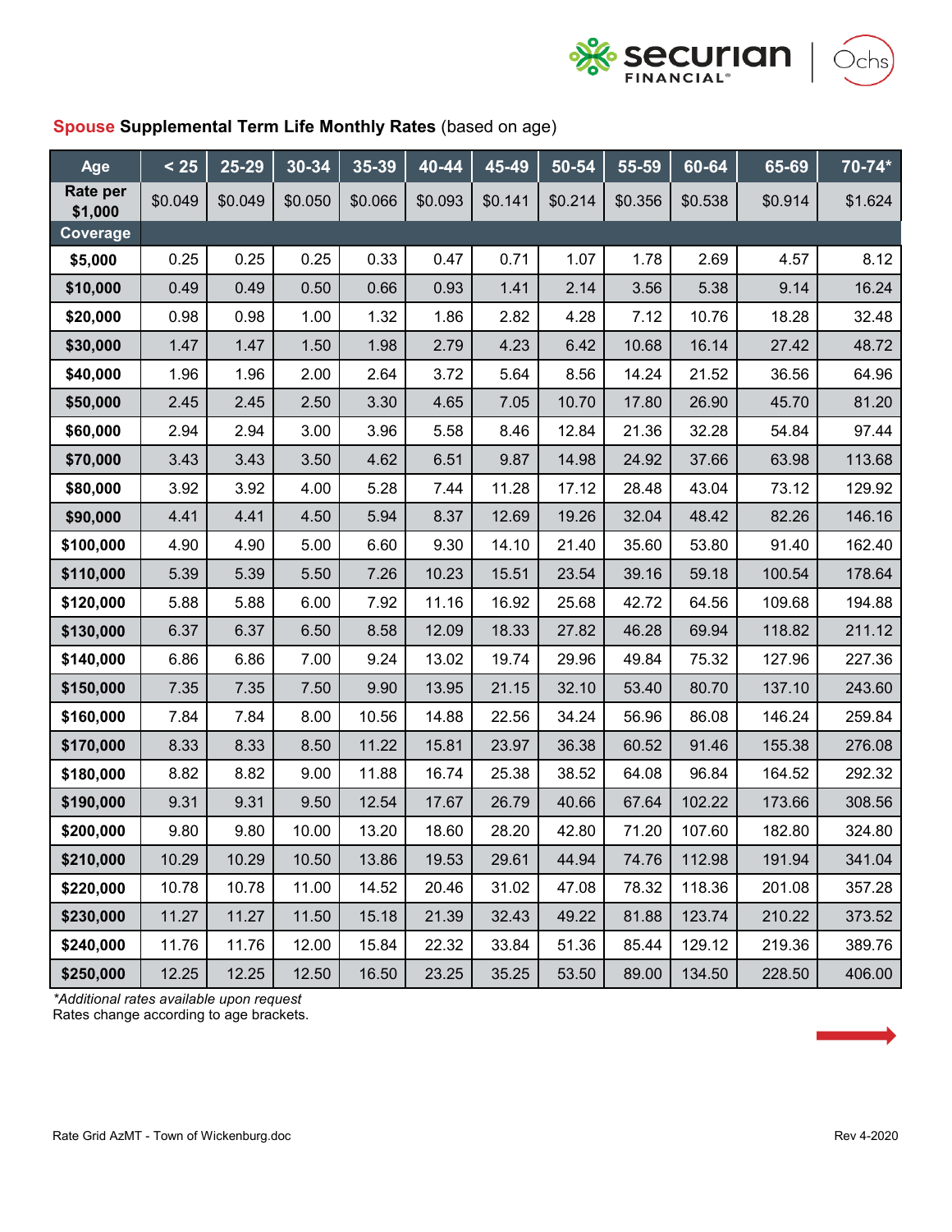## Spouse Supplemental Term Life Monthly Rates (based on age)

| Age | < 25 | 25-29 | 30-34 | 35-39 | 40-44 | 45-49 | 50-54 | 55-59 | 60-64 | 65-69 | 70-74* |
|---|---|---|---|---|---|---|---|---|---|---|---|
| Rate per $1,000 | $0.049 | $0.049 | $0.050 | $0.066 | $0.093 | $0.141 | $0.214 | $0.356 | $0.538 | $0.914 | $1.624 |
| **Coverage** | | | | | | | | | | | |
| **$5,000** | 0.25 | 0.25 | 0.25 | 0.33 | 0.47 | 0.71 | 1.07 | 1.78 | 2.69 | 4.57 | 8.12 |
| **$10,000** | 0.49 | 0.49 | 0.50 | 0.66 | 0.93 | 1.41 | 2.14 | 3.56 | 5.38 | 9.14 | 16.24 |
| **$20,000** | 0.98 | 0.98 | 1.00 | 1.32 | 1.86 | 2.82 | 4.28 | 7.12 | 10.76 | 18.28 | 32.48 |
| **$30,000** | 1.47 | 1.47 | 1.50 | 1.98 | 2.79 | 4.23 | 6.42 | 10.68 | 16.14 | 27.42 | 48.72 |
| **$40,000** | 1.96 | 1.96 | 2.00 | 2.64 | 3.72 | 5.64 | 8.56 | 14.24 | 21.52 | 36.56 | 64.96 |
| **$50,000** | 2.45 | 2.45 | 2.50 | 3.30 | 4.65 | 7.05 | 10.70 | 17.80 | 26.90 | 45.70 | 81.20 |
| **$60,000** | 2.94 | 2.94 | 3.00 | 3.96 | 5.58 | 8.46 | 12.84 | 21.36 | 32.28 | 54.84 | 97.44 |
| **$70,000** | 3.43 | 3.43 | 3.50 | 4.62 | 6.51 | 9.87 | 14.98 | 24.92 | 37.66 | 63.98 | 113.68 |
| **$80,000** | 3.92 | 3.92 | 4.00 | 5.28 | 7.44 | 11.28 | 17.12 | 28.48 | 43.04 | 73.12 | 129.92 |
| **$90,000** | 4.41 | 4.41 | 4.50 | 5.94 | 8.37 | 12.69 | 19.26 | 32.04 | 48.42 | 82.26 | 146.16 |
| **$100,000** | 4.90 | 4.90 | 5.00 | 6.60 | 9.30 | 14.10 | 21.40 | 35.60 | 53.80 | 91.40 | 162.40 |
| **$110,000** | 5.39 | 5.39 | 5.50 | 7.26 | 10.23 | 15.51 | 23.54 | 39.16 | 59.18 | 100.54 | 178.64 |
| **$120,000** | 5.88 | 5.88 | 6.00 | 7.92 | 11.16 | 16.92 | 25.68 | 42.72 | 64.56 | 109.68 | 194.88 |
| **$130,000** | 6.37 | 6.37 | 6.50 | 8.58 | 12.09 | 18.33 | 27.82 | 46.28 | 69.94 | 118.82 | 211.12 |
| **$140,000** | 6.86 | 6.86 | 7.00 | 9.24 | 13.02 | 19.74 | 29.96 | 49.84 | 75.32 | 127.96 | 227.36 |
| **$150,000** | 7.35 | 7.35 | 7.50 | 9.90 | 13.95 | 21.15 | 32.10 | 53.40 | 80.70 | 137.10 | 243.60 |
| **$160,000** | 7.84 | 7.84 | 8.00 | 10.56 | 14.88 | 22.56 | 34.24 | 56.96 | 86.08 | 146.24 | 259.84 |
| **$170,000** | 8.33 | 8.33 | 8.50 | 11.22 | 15.81 | 23.97 | 36.38 | 60.52 | 91.46 | 155.38 | 276.08 |
| **$180,000** | 8.82 | 8.82 | 9.00 | 11.88 | 16.74 | 25.38 | 38.52 | 64.08 | 96.84 | 164.52 | 292.32 |
| **$190,000** | 9.31 | 9.31 | 9.50 | 12.54 | 17.67 | 26.79 | 40.66 | 67.64 | 102.22 | 173.66 | 308.56 |
| **$200,000** | 9.80 | 9.80 | 10.00 | 13.20 | 18.60 | 28.20 | 42.80 | 71.20 | 107.60 | 182.80 | 324.80 |
| **$210,000** | 10.29 | 10.29 | 10.50 | 13.86 | 19.53 | 29.61 | 44.94 | 74.76 | 112.98 | 191.94 | 341.04 |
| **$220,000** | 10.78 | 10.78 | 11.00 | 14.52 | 20.46 | 31.02 | 47.08 | 78.32 | 118.36 | 201.08 | 357.28 |
| **$230,000** | 11.27 | 11.27 | 11.50 | 15.18 | 21.39 | 32.43 | 49.22 | 81.88 | 123.74 | 210.22 | 373.52 |
| **$240,000** | 11.76 | 11.76 | 12.00 | 15.84 | 22.32 | 33.84 | 51.36 | 85.44 | 129.12 | 219.36 | 389.76 |
| **$250,000** | 12.25 | 12.25 | 12.50 | 16.50 | 23.25 | 35.25 | 53.50 | 89.00 | 134.50 | 228.50 | 406.00 |

*Additional rates available upon request*
Rates change according to age brackets.

Rate Grid AzMT - Town of Wickenburg.doc

Rev 4-2020